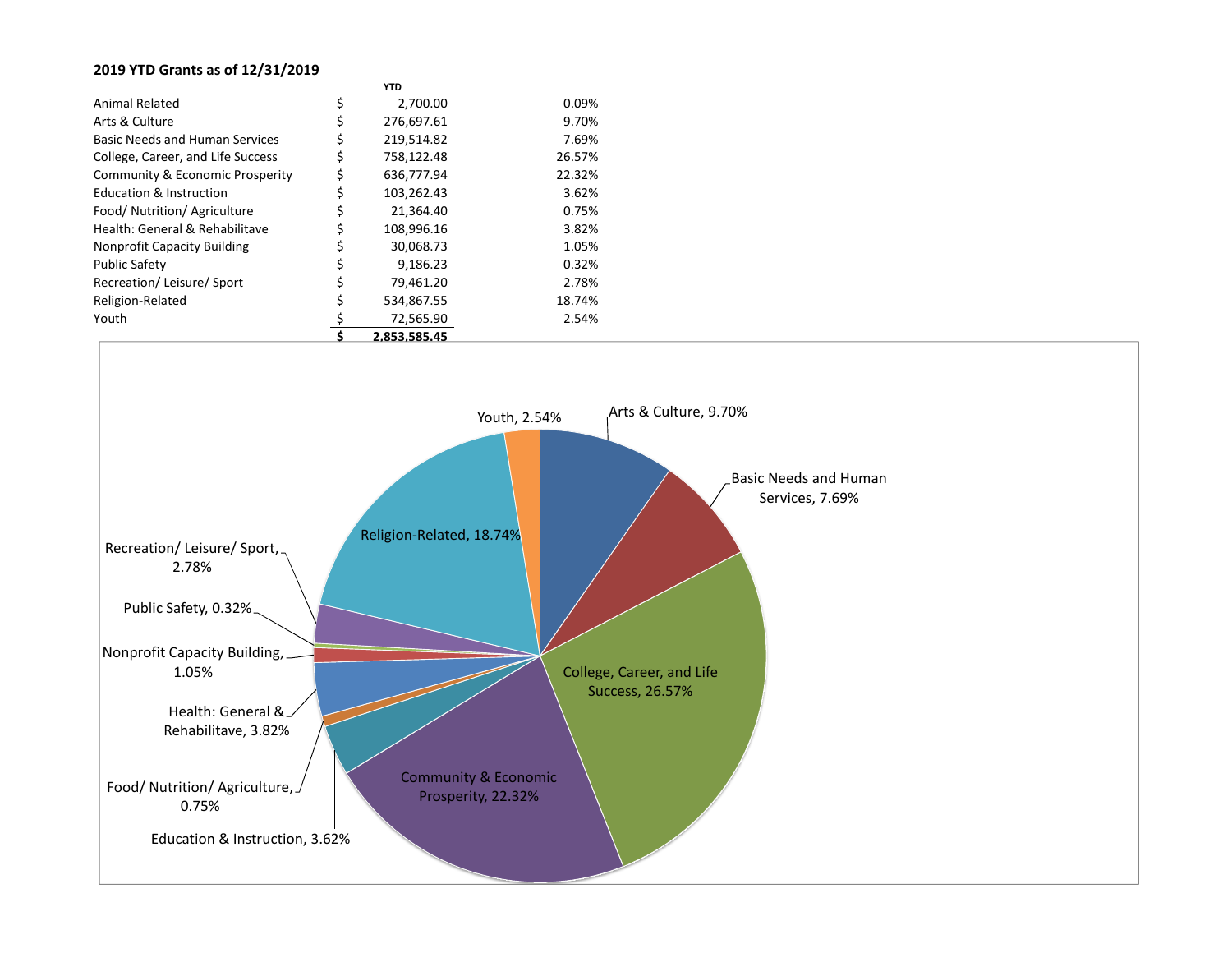## 2019 YTD Grants as of 12/31/2019

| | | YTD | |
|---|---|---|---|
| Animal Related | $ | 2,700.00 | 0.09% |
| Arts & Culture | $ | 276,697.61 | 9.70% |
| Basic Needs and Human Services | $ | 219,514.82 | 7.69% |
| College, Career, and Life Success | $ | 758,122.48 | 26.57% |
| Community & Economic Prosperity | $ | 636,777.94 | 22.32% |
| Education & Instruction | $ | 103,262.43 | 3.62% |
| Food/ Nutrition/ Agriculture | $ | 21,364.40 | 0.75% |
| Health: General & Rehabilitave | $ | 108,996.16 | 3.82% |
| Nonprofit Capacity Building | $ | 30,068.73 | 1.05% |
| Public Safety | $ | 9,186.23 | 0.32% |
| Recreation/ Leisure/ Sport | $ | 79,461.20 | 2.78% |
| Religion-Related | $ | 534,867.55 | 18.74% |
| Youth | $ | 72,565.90 | 2.54% |
| | **$** | **2,853,585.45** | |

Youth, 2.54%
Arts & Culture, 9.70%
Basic Needs and Human Services, 7.69%
College, Career, and Life Success, 26.57%
Community & Economic Prosperity, 22.32%
Education & Instruction, 3.62%
Food/ Nutrition/ Agriculture, 0.75%
Health: General & Rehabilitave, 3.82%
Nonprofit Capacity Building, 1.05%
Public Safety, 0.32%
Recreation/ Leisure/ Sport, 2.78%
Religion-Related, 18.74%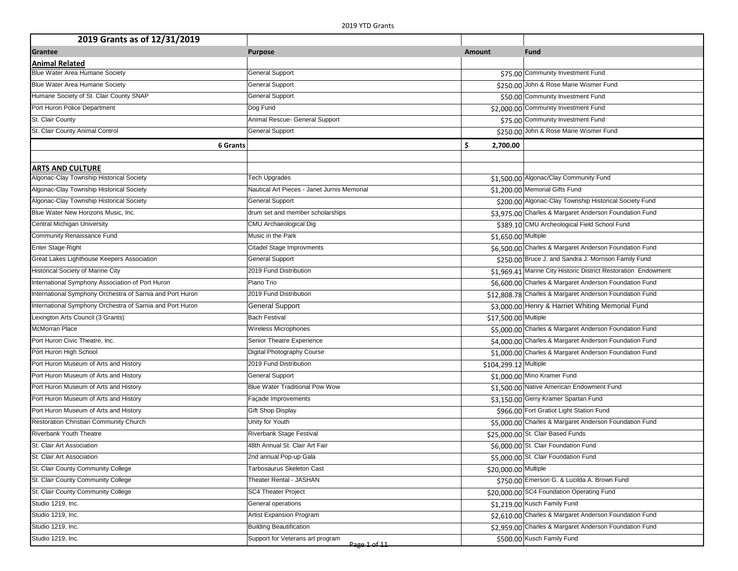| 2019 Grants as of 12/31/2019 | | | |
|---|---|---|---|
| **Grantee** | **Purpose** | **Amount** | **Fund** |
| **Animal Related** | | | |
| Blue Water Area Humane Society | General Support | $75.00 | Community Investment Fund |
| Blue Water Area Humane Society | General Support | $250.00 | John & Rose Marie Wismer Fund |
| Humane Society of St. Clair County SNAP | General Support | $50.00 | Community Investment Fund |
| Port Huron Police Department | Dog Fund | $2,000.00 | Community Investment Fund |
| St. Clair County | Animal Rescue- General Support | $75.00 | Community Investment Fund |
| St. Clair County Animal Control | General Support | $250.00 | John & Rose Marie Wismer Fund |
| **6 Grants** | | **$ 2,700.00** | |
| | | | |
| **ARTS AND CULTURE** | | | |
| Algonac-Clay Township Historical Society | Tech Upgrades | $1,500.00 | Algonac/Clay Community Fund |
| Algonac-Clay Township Historical Society | Nautical Art Pieces - Janet Jurnis Memorial | $1,200.00 | Memorial Gifts Fund |
| Algonac-Clay Township Historical Society | General Support | $200.00 | Algonac-Clay Township Historical Society Fund |
| Blue Water New Horizons Music, Inc. | drum set and member scholarships | $3,975.00 | Charles & Margaret Anderson Foundation Fund |
| Central Michigan University | CMU Archaeological Dig | $389.10 | CMU Archeological Field School Fund |
| Community Renaissance Fund | Music in the Park | $1,650.00 | Multiple |
| Enter Stage Right | Citadel Stage Improvments | $6,500.00 | Charles & Margaret Anderson Foundation Fund |
| Great Lakes Lighthouse Keepers Association | General Support | $250.00 | Bruce J. and Sandra J. Morrison Family Fund |
| Historical Society of Marine City | 2019 Fund Distribution | $1,969.41 | Marine City Historic District Restoration Endowment |
| International Symphony Association of Port Huron | Piano Trio | $6,600.00 | Charles & Margaret Anderson Foundation Fund |
| International Symphony Orchestra of Sarnia and Port Huron | 2019 Fund Distribution | $12,808.78 | Charles & Margaret Anderson Foundation Fund |
| International Symphony Orchestra of Sarnia and Port Huron | General Support | $3,000.00 | Henry & Harriet Whiting Memorial Fund |
| Lexington Arts Council (3 Grants) | Bach Festival | $17,500.00 | Multiple |
| McMorran Place | Wireless Microphones | $5,000.00 | Charles & Margaret Anderson Foundation Fund |
| Port Huron Civic Theatre, Inc. | Senior Theatre Experience | $4,000.00 | Charles & Margaret Anderson Foundation Fund |
| Port Huron High School | Digital Photography Course | $1,000.00 | Charles & Margaret Anderson Foundation Fund |
| Port Huron Museum of Arts and History | 2019 Fund Distribution | $104,299.12 | Multiple |
| Port Huron Museum of Arts and History | General Support | $1,000.00 | Mino Kramer Fund |
| Port Huron Museum of Arts and History | Blue Water Traditional Pow Wow | $1,500.00 | Native American Endowment Fund |
| Port Huron Museum of Arts and History | Façade Improvements | $3,150.00 | Gerry Kramer Spartan Fund |
| Port Huron Museum of Arts and History | Gift Shop Display | $966.00 | Fort Gratiot Light Station Fund |
| Restoration Christian Community Church | Unity for Youth | $5,000.00 | Charles & Margaret Anderson Foundation Fund |
| Riverbank Youth Theatre | Riverbank Stage Festival | $25,000.00 | St. Clair Based Funds |
| St. Clair Art Association | 48th Annual St. Clair Art Fair | $6,000.00 | St. Clair Foundation Fund |
| St. Clair Art Association | 2nd annual Pop-up Gala | $5,000.00 | St. Clair Foundation Fund |
| St. Clair County Community College | Tarbosaurus Skeleton Cast | $20,000.00 | Multiple |
| St. Clair County Community College | Theater Rental - JASHAN | $750.00 | Emerson G. & Lucilda A. Brown Fund |
| St. Clair County Community College | SC4 Theater Project | $20,000.00 | SC4 Foundation Operating Fund |
| Studio 1219, Inc. | General operations | $1,219.00 | Kusch Family Fund |
| Studio 1219, Inc. | Artist Expansion Program | $2,610.00 | Charles & Margaret Anderson Foundation Fund |
| Studio 1219, Inc. | Building Beautification | $2,959.00 | Charles & Margaret Anderson Foundation Fund |
| Studio 1219, Inc. | Support for Veterans art program | $500.00 | Kusch Family Fund |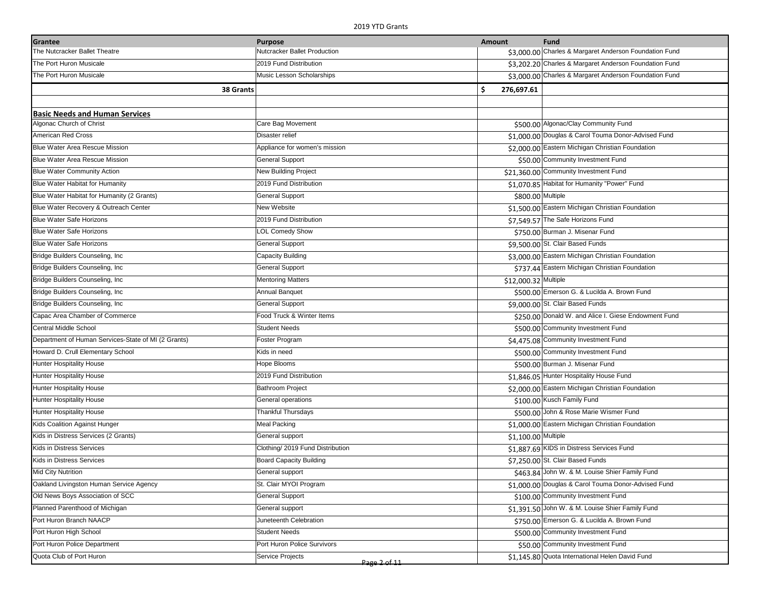| Grantee | Purpose | Amount | Fund |
|---|---|---|---|
| The Nutcracker Ballet Theatre | Nutcracker Ballet Production | $3,000.00 | Charles & Margaret Anderson Foundation Fund |
| The Port Huron Musicale | 2019 Fund Distribution | $3,202.20 | Charles & Margaret Anderson Foundation Fund |
| The Port Huron Musicale | Music Lesson Scholarships | $3,000.00 | Charles & Margaret Anderson Foundation Fund |
| **38 Grants** | | **$ 276,697.61** | |
| | | | |
| **Basic Needs and Human Services** | | | |
| Algonac Church of Christ | Care Bag Movement | $500.00 | Algonac/Clay Community Fund |
| American Red Cross | Disaster relief | $1,000.00 | Douglas & Carol Touma Donor-Advised Fund |
| Blue Water Area Rescue Mission | Appliance for women's mission | $2,000.00 | Eastern Michigan Christian Foundation |
| Blue Water Area Rescue Mission | General Support | $50.00 | Community Investment Fund |
| Blue Water Community Action | New Building Project | $21,360.00 | Community Investment Fund |
| Blue Water Habitat for Humanity | 2019 Fund Distribution | $1,070.85 | Habitat for Humanity "Power" Fund |
| Blue Water Habitat for Humanity (2 Grants) | General Support | $800.00 | Multiple |
| Blue Water Recovery & Outreach Center | New Website | $1,500.00 | Eastern Michigan Christian Foundation |
| Blue Water Safe Horizons | 2019 Fund Distribution | $7,549.57 | The Safe Horizons Fund |
| Blue Water Safe Horizons | LOL Comedy Show | $750.00 | Burman J. Misenar Fund |
| Blue Water Safe Horizons | General Support | $9,500.00 | St. Clair Based Funds |
| Bridge Builders Counseling, Inc | Capacity Building | $3,000.00 | Eastern Michigan Christian Foundation |
| Bridge Builders Counseling, Inc | General Support | $737.44 | Eastern Michigan Christian Foundation |
| Bridge Builders Counseling, Inc | Mentoring Matters | $12,000.32 | Multiple |
| Bridge Builders Counseling, Inc | Annual Banquet | $500.00 | Emerson G. & Lucilda A. Brown Fund |
| Bridge Builders Counseling, Inc | General Support | $9,000.00 | St. Clair Based Funds |
| Capac Area Chamber of Commerce | Food Truck & Winter Items | $250.00 | Donald W. and Alice I. Giese Endowment Fund |
| Central Middle School | Student Needs | $500.00 | Community Investment Fund |
| Department of Human Services-State of MI (2 Grants) | Foster Program | $4,475.08 | Community Investment Fund |
| Howard D. Crull Elementary School | Kids in need | $500.00 | Community Investment Fund |
| Hunter Hospitality House | Hope Blooms | $500.00 | Burman J. Misenar Fund |
| Hunter Hospitality House | 2019 Fund Distribution | $1,846.05 | Hunter Hospitality House Fund |
| Hunter Hospitality House | Bathroom Project | $2,000.00 | Eastern Michigan Christian Foundation |
| Hunter Hospitality House | General operations | $100.00 | Kusch Family Fund |
| Hunter Hospitality House | Thankful Thursdays | $500.00 | John & Rose Marie Wismer Fund |
| Kids Coalition Against Hunger | Meal Packing | $1,000.00 | Eastern Michigan Christian Foundation |
| Kids in Distress Services (2 Grants) | General support | $1,100.00 | Multiple |
| Kids in Distress Services | Clothing/ 2019 Fund Distribution | $1,887.69 | KIDS in Distress Services Fund |
| Kids in Distress Services | Board Capacity Building | $7,250.00 | St. Clair Based Funds |
| Mid City Nutrition | General support | $463.84 | John W. & M. Louise Shier Family Fund |
| Oakland Livingston Human Service Agency | St. Clair MYOI Program | $1,000.00 | Douglas & Carol Touma Donor-Advised Fund |
| Old News Boys Association of SCC | General Support | $100.00 | Community Investment Fund |
| Planned Parenthood of Michigan | General support | $1,391.50 | John W. & M. Louise Shier Family Fund |
| Port Huron Branch NAACP | Juneteenth Celebration | $750.00 | Emerson G. & Lucilda A. Brown Fund |
| Port Huron High School | Student Needs | $500.00 | Community Investment Fund |
| Port Huron Police Department | Port Huron Police Survivors | $50.00 | Community Investment Fund |
| Quota Club of Port Huron | Service Projects | $1,145.80 | Quota International Helen David Fund |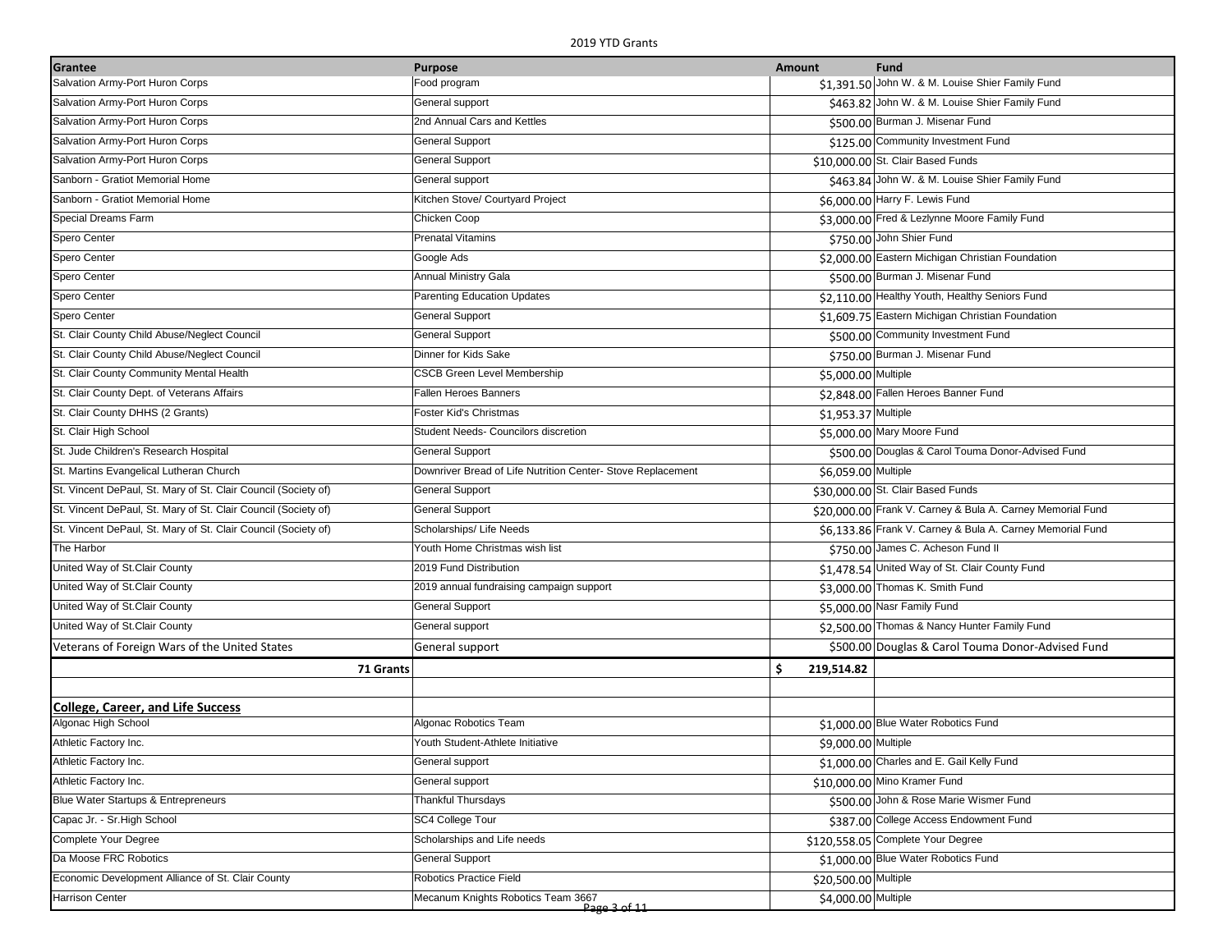| Grantee | Purpose | Amount | Fund |
|---|---|---|---|
| Salvation Army-Port Huron Corps | Food program | $1,391.50 | John W. & M. Louise Shier Family Fund |
| Salvation Army-Port Huron Corps | General support | $463.82 | John W. & M. Louise Shier Family Fund |
| Salvation Army-Port Huron Corps | 2nd Annual Cars and Kettles | $500.00 | Burman J. Misenar Fund |
| Salvation Army-Port Huron Corps | General Support | $125.00 | Community Investment Fund |
| Salvation Army-Port Huron Corps | General Support | $10,000.00 | St. Clair Based Funds |
| Sanborn - Gratiot Memorial Home | General support | $463.84 | John W. & M. Louise Shier Family Fund |
| Sanborn - Gratiot Memorial Home | Kitchen Stove/ Courtyard Project | $6,000.00 | Harry F. Lewis Fund |
| Special Dreams Farm | Chicken Coop | $3,000.00 | Fred & Lezlynne Moore Family Fund |
| Spero Center | Prenatal Vitamins | $750.00 | John Shier Fund |
| Spero Center | Google Ads | $2,000.00 | Eastern Michigan Christian Foundation |
| Spero Center | Annual Ministry Gala | $500.00 | Burman J. Misenar Fund |
| Spero Center | Parenting Education Updates | $2,110.00 | Healthy Youth, Healthy Seniors Fund |
| Spero Center | General Support | $1,609.75 | Eastern Michigan Christian Foundation |
| St. Clair County Child Abuse/Neglect Council | General Support | $500.00 | Community Investment Fund |
| St. Clair County Child Abuse/Neglect Council | Dinner for Kids Sake | $750.00 | Burman J. Misenar Fund |
| St. Clair County Community Mental Health | CSCB Green Level Membership | $5,000.00 | Multiple |
| St. Clair County Dept. of Veterans Affairs | Fallen Heroes Banners | $2,848.00 | Fallen Heroes Banner Fund |
| St. Clair County DHHS (2 Grants) | Foster Kid's Christmas | $1,953.37 | Multiple |
| St. Clair High School | Student Needs- Councilors discretion | $5,000.00 | Mary Moore Fund |
| St. Jude Children's Research Hospital | General Support | $500.00 | Douglas & Carol Touma Donor-Advised Fund |
| St. Martins Evangelical Lutheran Church | Downriver Bread of Life Nutrition Center- Stove Replacement | $6,059.00 | Multiple |
| St. Vincent DePaul, St. Mary of St. Clair Council (Society of) | General Support | $30,000.00 | St. Clair Based Funds |
| St. Vincent DePaul, St. Mary of St. Clair Council (Society of) | General Support | $20,000.00 | Frank V. Carney & Bula A. Carney Memorial Fund |
| St. Vincent DePaul, St. Mary of St. Clair Council (Society of) | Scholarships/ Life Needs | $6,133.86 | Frank V. Carney & Bula A. Carney Memorial Fund |
| The Harbor | Youth Home Christmas wish list | $750.00 | James C. Acheson Fund II |
| United Way of St.Clair County | 2019 Fund Distribution | $1,478.54 | United Way of St. Clair County Fund |
| United Way of St.Clair County | 2019 annual fundraising campaign support | $3,000.00 | Thomas K. Smith Fund |
| United Way of St.Clair County | General Support | $5,000.00 | Nasr Family Fund |
| United Way of St.Clair County | General support | $2,500.00 | Thomas & Nancy Hunter Family Fund |
| Veterans of Foreign Wars of the United States | General support | $500.00 | Douglas & Carol Touma Donor-Advised Fund |
| **71 Grants** | | **$ 219,514.82** | |
| | | | |
| **College, Career, and Life Success** | | | |
| Algonac High School | Algonac Robotics Team | $1,000.00 | Blue Water Robotics Fund |
| Athletic Factory Inc. | Youth Student-Athlete Initiative | $9,000.00 | Multiple |
| Athletic Factory Inc. | General support | $1,000.00 | Charles and E. Gail Kelly Fund |
| Athletic Factory Inc. | General support | $10,000.00 | Mino Kramer Fund |
| Blue Water Startups & Entrepreneurs | Thankful Thursdays | $500.00 | John & Rose Marie Wismer Fund |
| Capac Jr. - Sr.High School | SC4 College Tour | $387.00 | College Access Endowment Fund |
| Complete Your Degree | Scholarships and Life needs | $120,558.05 | Complete Your Degree |
| Da Moose FRC Robotics | General Support | $1,000.00 | Blue Water Robotics Fund |
| Economic Development Alliance of St. Clair County | Robotics Practice Field | $20,500.00 | Multiple |
| Harrison Center | Mecanum Knights Robotics Team 3667 | $4,000.00 | Multiple |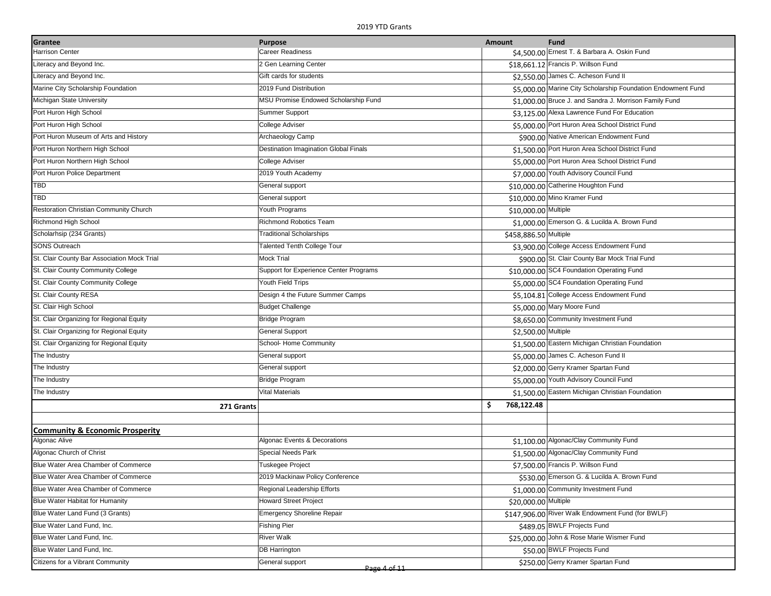| Grantee | Purpose | Amount | Fund |
|---|---|---|---|
| Harrison Center | Career Readiness | $4,500.00 | Ernest T. & Barbara A. Oskin Fund |
| Literacy and Beyond Inc. | 2 Gen Learning Center | $18,661.12 | Francis P. Willson Fund |
| Literacy and Beyond Inc. | Gift cards for students | $2,550.00 | James C. Acheson Fund II |
| Marine City Scholarship Foundation | 2019 Fund Distribution | $5,000.00 | Marine City Scholarship Foundation Endowment Fund |
| Michigan State University | MSU Promise Endowed Scholarship Fund | $1,000.00 | Bruce J. and Sandra J. Morrison Family Fund |
| Port Huron High School | Summer Support | $3,125.00 | Alexa Lawrence Fund For Education |
| Port Huron High School | College Adviser | $5,000.00 | Port Huron Area School District Fund |
| Port Huron Museum of Arts and History | Archaeology Camp | $900.00 | Native American Endowment Fund |
| Port Huron Northern High School | Destination Imagination Global Finals | $1,500.00 | Port Huron Area School District Fund |
| Port Huron Northern High School | College Adviser | $5,000.00 | Port Huron Area School District Fund |
| Port Huron Police Department | 2019 Youth Academy | $7,000.00 | Youth Advisory Council Fund |
| TBD | General support | $10,000.00 | Catherine Houghton Fund |
| TBD | General support | $10,000.00 | Mino Kramer Fund |
| Restoration Christian Community Church | Youth Programs | $10,000.00 | Multiple |
| Richmond High School | Richmond Robotics Team | $1,000.00 | Emerson G. & Lucilda A. Brown Fund |
| Scholarhsip (234 Grants) | Traditional Scholarships | $458,886.50 | Multiple |
| SONS Outreach | Talented Tenth College Tour | $3,900.00 | College Access Endowment Fund |
| St. Clair County Bar Association Mock Trial | Mock Trial | $900.00 | St. Clair County Bar Mock Trial Fund |
| St. Clair County Community College | Support for Experience Center Programs | $10,000.00 | SC4 Foundation Operating Fund |
| St. Clair County Community College | Youth Field Trips | $5,000.00 | SC4 Foundation Operating Fund |
| St. Clair County RESA | Design 4 the Future Summer Camps | $5,104.81 | College Access Endowment Fund |
| St. Clair High School | Budget Challenge | $5,000.00 | Mary Moore Fund |
| St. Clair Organizing for Regional Equity | Bridge Program | $8,650.00 | Community Investment Fund |
| St. Clair Organizing for Regional Equity | General Support | $2,500.00 | Multiple |
| St. Clair Organizing for Regional Equity | School- Home Community | $1,500.00 | Eastern Michigan Christian Foundation |
| The Industry | General support | $5,000.00 | James C. Acheson Fund II |
| The Industry | General support | $2,000.00 | Gerry Kramer Spartan Fund |
| The Industry | Bridge Program | $5,000.00 | Youth Advisory Council Fund |
| The Industry | Vital Materials | $1,500.00 | Eastern Michigan Christian Foundation |
| **271 Grants** | | **$ 768,122.48** | |
| | | | |
| **Community & Economic Prosperity** | | | |
| Algonac Alive | Algonac Events & Decorations | $1,100.00 | Algonac/Clay Community Fund |
| Algonac Church of Christ | Special Needs Park | $1,500.00 | Algonac/Clay Community Fund |
| Blue Water Area Chamber of Commerce | Tuskegee Project | $7,500.00 | Francis P. Willson Fund |
| Blue Water Area Chamber of Commerce | 2019 Mackinaw Policy Conference | $530.00 | Emerson G. & Lucilda A. Brown Fund |
| Blue Water Area Chamber of Commerce | Regional Leadership Efforts | $1,000.00 | Community Investment Fund |
| Blue Water Habitat for Humanity | Howard Street Project | $20,000.00 | Multiple |
| Blue Water Land Fund (3 Grants) | Emergency Shoreline Repair | $147,906.00 | River Walk Endowment Fund (for BWLF) |
| Blue Water Land Fund, Inc. | Fishing Pier | $489.05 | BWLF Projects Fund |
| Blue Water Land Fund, Inc. | River Walk | $25,000.00 | John & Rose Marie Wismer Fund |
| Blue Water Land Fund, Inc. | DB Harrington | $50.00 | BWLF Projects Fund |
| Citizens for a Vibrant Community | General support | $250.00 | Gerry Kramer Spartan Fund |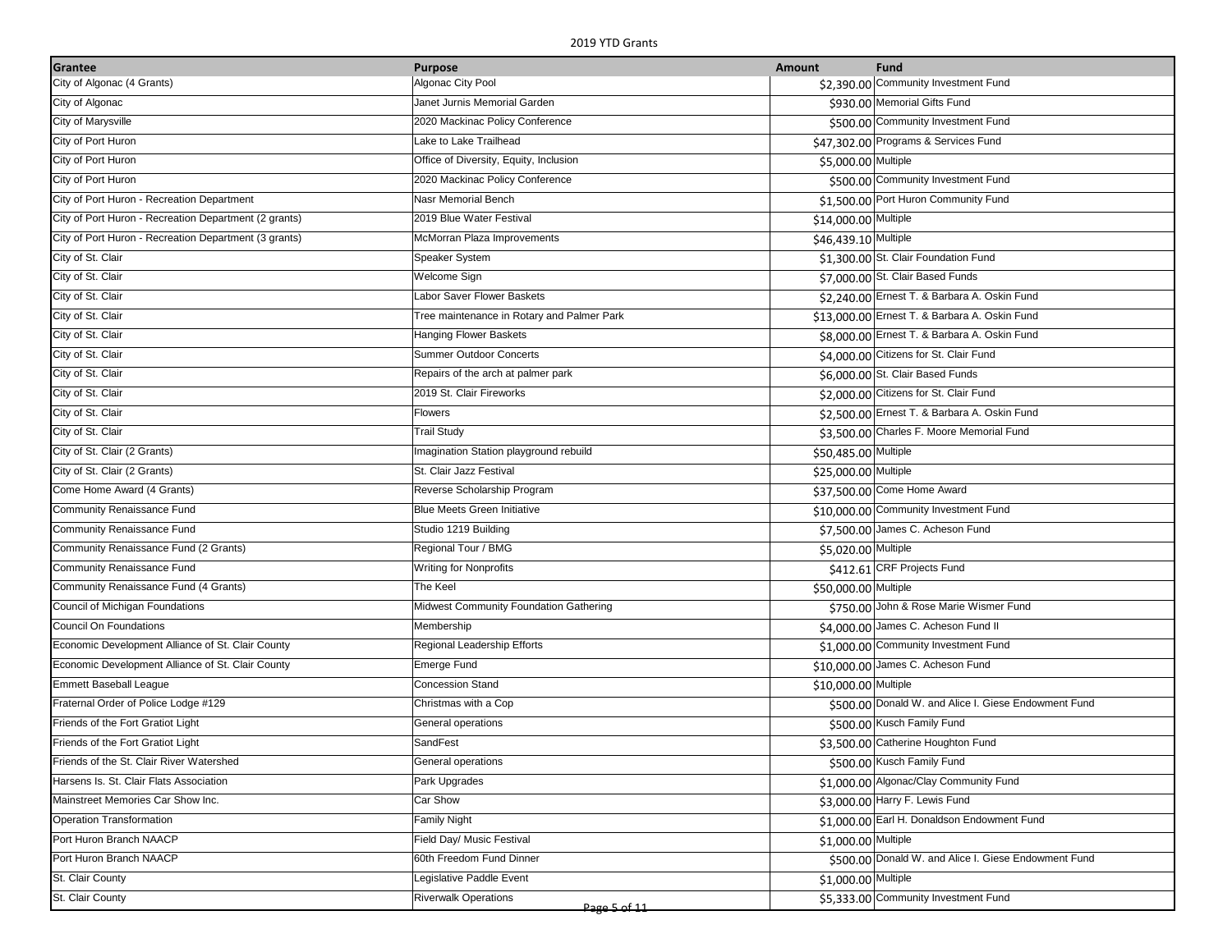2019 YTD Grants

| Grantee | Purpose | Amount | Fund |
|---|---|---|---|
| City of Algonac (4 Grants) | Algonac City Pool | $2,390.00 | Community Investment Fund |
| City of Algonac | Janet Jurnis Memorial Garden | $930.00 | Memorial Gifts Fund |
| City of Marysville | 2020 Mackinac Policy Conference | $500.00 | Community Investment Fund |
| City of Port Huron | Lake to Lake Trailhead | $47,302.00 | Programs & Services Fund |
| City of Port Huron | Office of Diversity, Equity, Inclusion | $5,000.00 | Multiple |
| City of Port Huron | 2020 Mackinac Policy Conference | $500.00 | Community Investment Fund |
| City of Port Huron - Recreation Department | Nasr Memorial Bench | $1,500.00 | Port Huron Community Fund |
| City of Port Huron - Recreation Department (2 grants) | 2019 Blue Water Festival | $14,000.00 | Multiple |
| City of Port Huron - Recreation Department (3 grants) | McMorran Plaza Improvements | $46,439.10 | Multiple |
| City of St. Clair | Speaker System | $1,300.00 | St. Clair Foundation Fund |
| City of St. Clair | Welcome Sign | $7,000.00 | St. Clair Based Funds |
| City of St. Clair | Labor Saver Flower Baskets | $2,240.00 | Ernest T. & Barbara A. Oskin Fund |
| City of St. Clair | Tree maintenance in Rotary and Palmer Park | $13,000.00 | Ernest T. & Barbara A. Oskin Fund |
| City of St. Clair | Hanging Flower Baskets | $8,000.00 | Ernest T. & Barbara A. Oskin Fund |
| City of St. Clair | Summer Outdoor Concerts | $4,000.00 | Citizens for St. Clair Fund |
| City of St. Clair | Repairs of the arch at palmer park | $6,000.00 | St. Clair Based Funds |
| City of St. Clair | 2019 St. Clair Fireworks | $2,000.00 | Citizens for St. Clair Fund |
| City of St. Clair | Flowers | $2,500.00 | Ernest T. & Barbara A. Oskin Fund |
| City of St. Clair | Trail Study | $3,500.00 | Charles F. Moore Memorial Fund |
| City of St. Clair (2 Grants) | Imagination Station playground rebuild | $50,485.00 | Multiple |
| City of St. Clair (2 Grants) | St. Clair Jazz Festival | $25,000.00 | Multiple |
| Come Home Award (4 Grants) | Reverse Scholarship Program | $37,500.00 | Come Home Award |
| Community Renaissance Fund | Blue Meets Green Initiative | $10,000.00 | Community Investment Fund |
| Community Renaissance Fund | Studio 1219 Building | $7,500.00 | James C. Acheson Fund |
| Community Renaissance Fund (2 Grants) | Regional Tour / BMG | $5,020.00 | Multiple |
| Community Renaissance Fund | Writing for Nonprofits | $412.61 | CRF Projects Fund |
| Community Renaissance Fund (4 Grants) | The Keel | $50,000.00 | Multiple |
| Council of Michigan Foundations | Midwest Community Foundation Gathering | $750.00 | John & Rose Marie Wismer Fund |
| Council On Foundations | Membership | $4,000.00 | James C. Acheson Fund II |
| Economic Development Alliance of St. Clair County | Regional Leadership Efforts | $1,000.00 | Community Investment Fund |
| Economic Development Alliance of St. Clair County | Emerge Fund | $10,000.00 | James C. Acheson Fund |
| Emmett Baseball League | Concession Stand | $10,000.00 | Multiple |
| Fraternal Order of Police Lodge #129 | Christmas with a Cop | $500.00 | Donald W. and Alice I. Giese Endowment Fund |
| Friends of the Fort Gratiot Light | General operations | $500.00 | Kusch Family Fund |
| Friends of the Fort Gratiot Light | SandFest | $3,500.00 | Catherine Houghton Fund |
| Friends of the St. Clair River Watershed | General operations | $500.00 | Kusch Family Fund |
| Harsens Is. St. Clair Flats Association | Park Upgrades | $1,000.00 | Algonac/Clay Community Fund |
| Mainstreet Memories Car Show Inc. | Car Show | $3,000.00 | Harry F. Lewis Fund |
| Operation Transformation | Family Night | $1,000.00 | Earl H. Donaldson Endowment Fund |
| Port Huron Branch NAACP | Field Day/ Music Festival | $1,000.00 | Multiple |
| Port Huron Branch NAACP | 60th Freedom Fund Dinner | $500.00 | Donald W. and Alice I. Giese Endowment Fund |
| St. Clair County | Legislative Paddle Event | $1,000.00 | Multiple |
| St. Clair County | Riverwalk Operations | $5,333.00 | Community Investment Fund |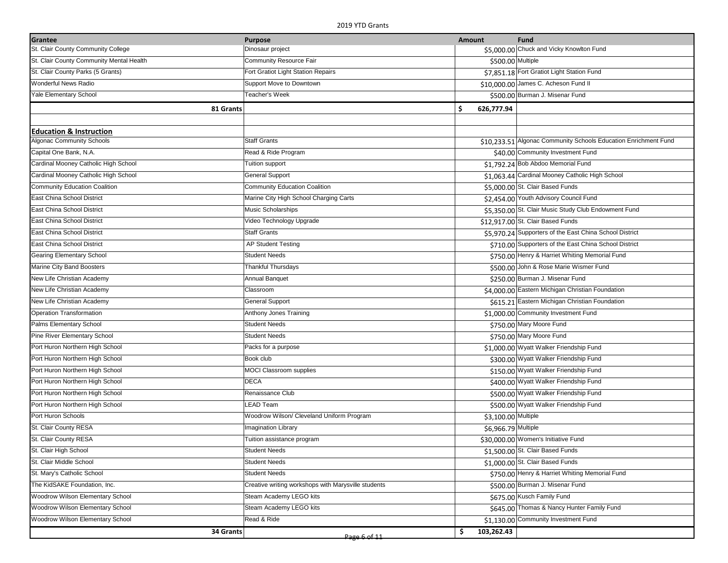| Grantee | Purpose | Amount | Fund |
|---|---|---|---|
| St. Clair County Community College | Dinosaur project | $5,000.00 | Chuck and Vicky Knowlton Fund |
| St. Clair County Community Mental Health | Community Resource Fair | $500.00 | Multiple |
| St. Clair County Parks (5 Grants) | Fort Gratiot Light Station Repairs | $7,851.18 | Fort Gratiot Light Station Fund |
| Wonderful News Radio | Support Move to Downtown | $10,000.00 | James C. Acheson Fund II |
| Yale Elementary School | Teacher's Week | $500.00 | Burman J. Misenar Fund |
| **81 Grants** | | **$ 626,777.94** | |
| | | | |
| **Education & Instruction** | | | |
| Algonac Community Schools | Staff Grants | $10,233.51 | Algonac Community Schools Education Enrichment Fund |
| Capital One Bank, N.A. | Read & Ride Program | $40.00 | Community Investment Fund |
| Cardinal Mooney Catholic High School | Tuition support | $1,792.24 | Bob Abdoo Memorial Fund |
| Cardinal Mooney Catholic High School | General Support | $1,063.44 | Cardinal Mooney Catholic High School |
| Community Education Coalition | Community Education Coalition | $5,000.00 | St. Clair Based Funds |
| East China School District | Marine City High School Charging Carts | $2,454.00 | Youth Advisory Council Fund |
| East China School District | Music Scholarships | $5,350.00 | St. Clair Music Study Club Endowment Fund |
| East China School District | Video Technology Upgrade | $12,917.00 | St. Clair Based Funds |
| East China School District | Staff Grants | $5,970.24 | Supporters of the East China School District |
| East China School District | AP Student Testing | $710.00 | Supporters of the East China School District |
| Gearing Elementary School | Student Needs | $750.00 | Henry & Harriet Whiting Memorial Fund |
| Marine City Band Boosters | Thankful Thursdays | $500.00 | John & Rose Marie Wismer Fund |
| New Life Christian Academy | Annual Banquet | $250.00 | Burman J. Misenar Fund |
| New Life Christian Academy | Classroom | $4,000.00 | Eastern Michigan Christian Foundation |
| New Life Christian Academy | General Support | $615.21 | Eastern Michigan Christian Foundation |
| Operation Transformation | Anthony Jones Training | $1,000.00 | Community Investment Fund |
| Palms Elementary School | Student Needs | $750.00 | Mary Moore Fund |
| Pine River Elementary School | Student Needs | $750.00 | Mary Moore Fund |
| Port Huron Northern High School | Packs for a purpose | $1,000.00 | Wyatt Walker Friendship Fund |
| Port Huron Northern High School | Book club | $300.00 | Wyatt Walker Friendship Fund |
| Port Huron Northern High School | MOCI Classroom supplies | $150.00 | Wyatt Walker Friendship Fund |
| Port Huron Northern High School | DECA | $400.00 | Wyatt Walker Friendship Fund |
| Port Huron Northern High School | Renaissance Club | $500.00 | Wyatt Walker Friendship Fund |
| Port Huron Northern High School | LEAD Team | $500.00 | Wyatt Walker Friendship Fund |
| Port Huron Schools | Woodrow Wilson/ Cleveland Uniform Program | $3,100.00 | Multiple |
| St. Clair County RESA | Imagination Library | $6,966.79 | Multiple |
| St. Clair County RESA | Tuition assistance program | $30,000.00 | Women's Initiative Fund |
| St. Clair High School | Student Needs | $1,500.00 | St. Clair Based Funds |
| St. Clair Middle School | Student Needs | $1,000.00 | St. Clair Based Funds |
| St. Mary's Catholic School | Student Needs | $750.00 | Henry & Harriet Whiting Memorial Fund |
| The KidSAKE Foundation, Inc. | Creative writing workshops with Marysville students | $500.00 | Burman J. Misenar Fund |
| Woodrow Wilson Elementary School | Steam Academy LEGO kits | $675.00 | Kusch Family Fund |
| Woodrow Wilson Elementary School | Steam Academy LEGO kits | $645.00 | Thomas & Nancy Hunter Family Fund |
| Woodrow Wilson Elementary School | Read & Ride | $1,130.00 | Community Investment Fund |
| **34 Grants** | | **$ 103,262.43** | |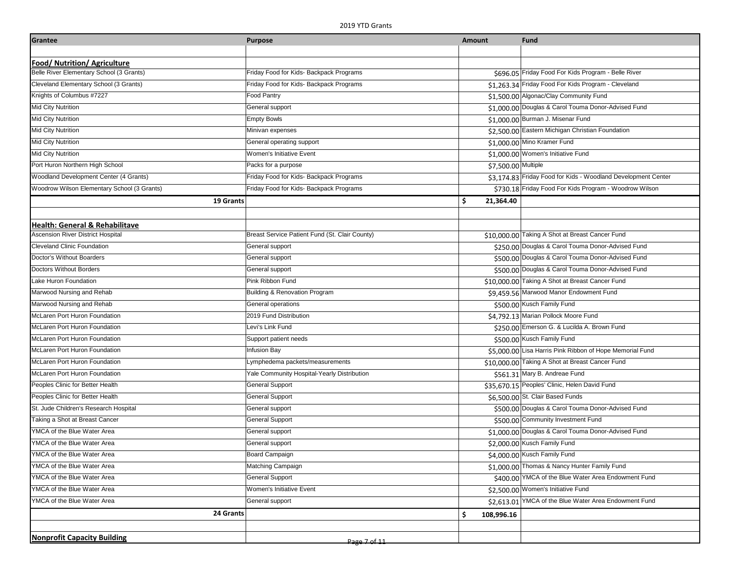2019 YTD Grants

| Grantee | Purpose | Amount | Fund |
|---|---|---|---|
| | | | |
| **Food/ Nutrition/ Agriculture** | | | |
| Belle River Elementary School (3 Grants) | Friday Food for Kids- Backpack Programs | $696.05 | Friday Food For Kids Program - Belle River |
| Cleveland Elementary School (3 Grants) | Friday Food for Kids- Backpack Programs | $1,263.34 | Friday Food For Kids Program - Cleveland |
| Knights of Columbus #7227 | Food Pantry | $1,500.00 | Algonac/Clay Community Fund |
| Mid City Nutrition | General support | $1,000.00 | Douglas & Carol Touma Donor-Advised Fund |
| Mid City Nutrition | Empty Bowls | $1,000.00 | Burman J. Misenar Fund |
| Mid City Nutrition | Minivan expenses | $2,500.00 | Eastern Michigan Christian Foundation |
| Mid City Nutrition | General operating support | $1,000.00 | Mino Kramer Fund |
| Mid City Nutrition | Women's Initiative Event | $1,000.00 | Women's Initiative Fund |
| Port Huron Northern High School | Packs for a purpose | $7,500.00 | Multiple |
| Woodland Development Center (4 Grants) | Friday Food for Kids- Backpack Programs | $3,174.83 | Friday Food for Kids - Woodland Development Center |
| Woodrow Wilson Elementary School (3 Grants) | Friday Food for Kids- Backpack Programs | $730.18 | Friday Food For Kids Program - Woodrow Wilson |
| **19 Grants** | | **$ 21,364.40** | |
| | | | |
| **Health: General & Rehabilitave** | | | |
| Ascension River District Hospital | Breast Service Patient Fund (St. Clair County) | $10,000.00 | Taking A Shot at Breast Cancer Fund |
| Cleveland Clinic Foundation | General support | $250.00 | Douglas & Carol Touma Donor-Advised Fund |
| Doctor's Without Boarders | General support | $500.00 | Douglas & Carol Touma Donor-Advised Fund |
| Doctors Without Borders | General support | $500.00 | Douglas & Carol Touma Donor-Advised Fund |
| Lake Huron Foundation | Pink Ribbon Fund | $10,000.00 | Taking A Shot at Breast Cancer Fund |
| Marwood Nursing and Rehab | Building & Renovation Program | $9,459.56 | Marwood Manor Endowment Fund |
| Marwood Nursing and Rehab | General operations | $500.00 | Kusch Family Fund |
| McLaren Port Huron Foundation | 2019 Fund Distribution | $4,792.13 | Marian Pollock Moore Fund |
| McLaren Port Huron Foundation | Levi's Link Fund | $250.00 | Emerson G. & Lucilda A. Brown Fund |
| McLaren Port Huron Foundation | Support patient needs | $500.00 | Kusch Family Fund |
| McLaren Port Huron Foundation | Infusion Bay | $5,000.00 | Lisa Harris Pink Ribbon of Hope Memorial Fund |
| McLaren Port Huron Foundation | Lymphedema packets/measurements | $10,000.00 | Taking A Shot at Breast Cancer Fund |
| McLaren Port Huron Foundation | Yale Community Hospital-Yearly Distribution | $561.31 | Mary B. Andreae Fund |
| Peoples Clinic for Better Health | General Support | $35,670.15 | Peoples' Clinic, Helen David Fund |
| Peoples Clinic for Better Health | General Support | $6,500.00 | St. Clair Based Funds |
| St. Jude Children's Research Hospital | General support | $500.00 | Douglas & Carol Touma Donor-Advised Fund |
| Taking a Shot at Breast Cancer | General Support | $500.00 | Community Investment Fund |
| YMCA of the Blue Water Area | General support | $1,000.00 | Douglas & Carol Touma Donor-Advised Fund |
| YMCA of the Blue Water Area | General support | $2,000.00 | Kusch Family Fund |
| YMCA of the Blue Water Area | Board Campaign | $4,000.00 | Kusch Family Fund |
| YMCA of the Blue Water Area | Matching Campaign | $1,000.00 | Thomas & Nancy Hunter Family Fund |
| YMCA of the Blue Water Area | General Support | $400.00 | YMCA of the Blue Water Area Endowment Fund |
| YMCA of the Blue Water Area | Women's Initiative Event | $2,500.00 | Women's Initiative Fund |
| YMCA of the Blue Water Area | General support | $2,613.01 | YMCA of the Blue Water Area Endowment Fund |
| **24 Grants** | | **$ 108,996.16** | |
| | | | |
| **Nonprofit Capacity Building** | | | |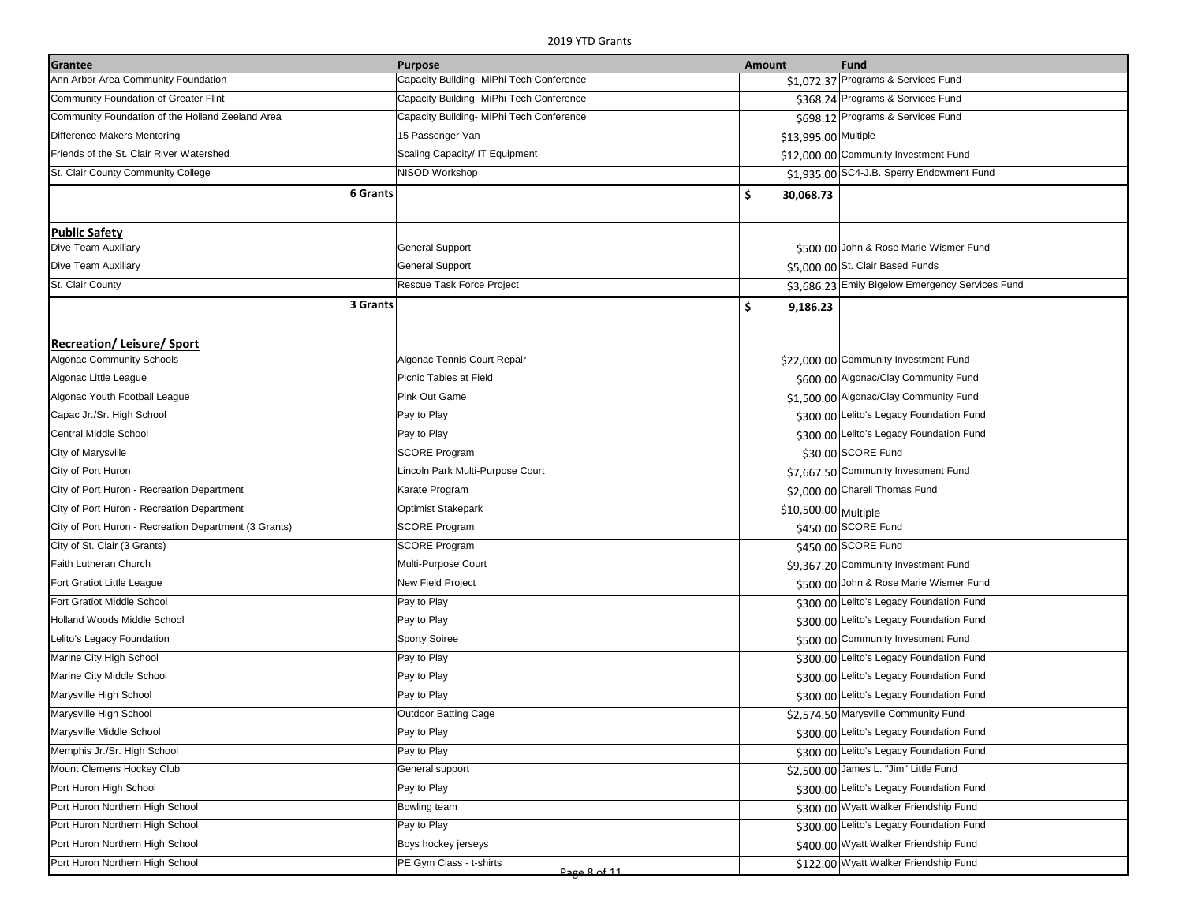| Grantee | Purpose | Amount | Fund |
|---|---|---|---|
| Ann Arbor Area Community Foundation | Capacity Building- MiPhi Tech Conference | $1,072.37 | Programs & Services Fund |
| Community Foundation of Greater Flint | Capacity Building- MiPhi Tech Conference | $368.24 | Programs & Services Fund |
| Community Foundation of the Holland Zeeland Area | Capacity Building- MiPhi Tech Conference | $698.12 | Programs & Services Fund |
| Difference Makers Mentoring | 15 Passenger Van | $13,995.00 | Multiple |
| Friends of the St. Clair River Watershed | Scaling Capacity/ IT Equipment | $12,000.00 | Community Investment Fund |
| St. Clair County Community College | NISOD Workshop | $1,935.00 | SC4-J.B. Sperry Endowment Fund |
| **6 Grants** | | **$ 30,068.73** | |
| | | | |
| **Public Safety** | | | |
| Dive Team Auxiliary | General Support | $500.00 | John & Rose Marie Wismer Fund |
| Dive Team Auxiliary | General Support | $5,000.00 | St. Clair Based Funds |
| St. Clair County | Rescue Task Force Project | $3,686.23 | Emily Bigelow Emergency Services Fund |
| **3 Grants** | | **$ 9,186.23** | |
| | | | |
| **Recreation/ Leisure/ Sport** | | | |
| Algonac Community Schools | Algonac Tennis Court Repair | $22,000.00 | Community Investment Fund |
| Algonac Little League | Picnic Tables at Field | $600.00 | Algonac/Clay Community Fund |
| Algonac Youth Football League | Pink Out Game | $1,500.00 | Algonac/Clay Community Fund |
| Capac Jr./Sr. High School | Pay to Play | $300.00 | Lelito's Legacy Foundation Fund |
| Central Middle School | Pay to Play | $300.00 | Lelito's Legacy Foundation Fund |
| City of Marysville | SCORE Program | $30.00 | SCORE Fund |
| City of Port Huron | Lincoln Park Multi-Purpose Court | $7,667.50 | Community Investment Fund |
| City of Port Huron - Recreation Department | Karate Program | $2,000.00 | Charell Thomas Fund |
| City of Port Huron - Recreation Department | Optimist Stakepark | $10,500.00 | Multiple |
| City of Port Huron - Recreation Department (3 Grants) | SCORE Program | $450.00 | SCORE Fund |
| City of St. Clair (3 Grants) | SCORE Program | $450.00 | SCORE Fund |
| Faith Lutheran Church | Multi-Purpose Court | $9,367.20 | Community Investment Fund |
| Fort Gratiot Little League | New Field Project | $500.00 | John & Rose Marie Wismer Fund |
| Fort Gratiot Middle School | Pay to Play | $300.00 | Lelito's Legacy Foundation Fund |
| Holland Woods Middle School | Pay to Play | $300.00 | Lelito's Legacy Foundation Fund |
| Lelito's Legacy Foundation | Sporty Soiree | $500.00 | Community Investment Fund |
| Marine City High School | Pay to Play | $300.00 | Lelito's Legacy Foundation Fund |
| Marine City Middle School | Pay to Play | $300.00 | Lelito's Legacy Foundation Fund |
| Marysville High School | Pay to Play | $300.00 | Lelito's Legacy Foundation Fund |
| Marysville High School | Outdoor Batting Cage | $2,574.50 | Marysville Community Fund |
| Marysville Middle School | Pay to Play | $300.00 | Lelito's Legacy Foundation Fund |
| Memphis Jr./Sr. High School | Pay to Play | $300.00 | Lelito's Legacy Foundation Fund |
| Mount Clemens Hockey Club | General support | $2,500.00 | James L. "Jim" Little Fund |
| Port Huron High School | Pay to Play | $300.00 | Lelito's Legacy Foundation Fund |
| Port Huron Northern High School | Bowling team | $300.00 | Wyatt Walker Friendship Fund |
| Port Huron Northern High School | Pay to Play | $300.00 | Lelito's Legacy Foundation Fund |
| Port Huron Northern High School | Boys hockey jerseys | $400.00 | Wyatt Walker Friendship Fund |
| Port Huron Northern High School | PE Gym Class - t-shirts | $122.00 | Wyatt Walker Friendship Fund |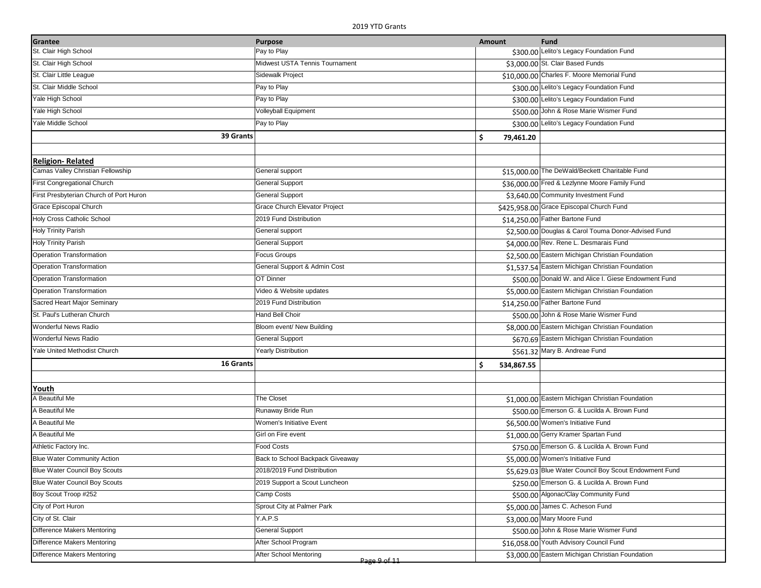| Grantee | Purpose | Amount | Fund |
|---|---|---|---|
| St. Clair High School | Pay to Play | $300.00 | Lelito's Legacy Foundation Fund |
| St. Clair High School | Midwest USTA Tennis Tournament | $3,000.00 | St. Clair Based Funds |
| St. Clair Little League | Sidewalk Project | $10,000.00 | Charles F. Moore Memorial Fund |
| St. Clair Middle School | Pay to Play | $300.00 | Lelito's Legacy Foundation Fund |
| Yale High School | Pay to Play | $300.00 | Lelito's Legacy Foundation Fund |
| Yale High School | Volleyball Equipment | $500.00 | John & Rose Marie Wismer Fund |
| Yale Middle School | Pay to Play | $300.00 | Lelito's Legacy Foundation Fund |
| **39 Grants** | | **$ 79,461.20** | |
| | | | |
| **Religion- Related** | | | |
| Camas Valley Christian Fellowship | General support | $15,000.00 | The DeWald/Beckett Charitable Fund |
| First Congregational Church | General Support | $36,000.00 | Fred & Lezlynne Moore Family Fund |
| First Presbyterian Church of Port Huron | General Support | $3,640.00 | Community Investment Fund |
| Grace Episcopal Church | Grace Church Elevator Project | $425,958.00 | Grace Episcopal Church Fund |
| Holy Cross Catholic School | 2019 Fund Distribution | $14,250.00 | Father Bartone Fund |
| Holy Trinity Parish | General support | $2,500.00 | Douglas & Carol Touma Donor-Advised Fund |
| Holy Trinity Parish | General Support | $4,000.00 | Rev. Rene L. Desmarais Fund |
| Operation Transformation | Focus Groups | $2,500.00 | Eastern Michigan Christian Foundation |
| Operation Transformation | General Support & Admin Cost | $1,537.54 | Eastern Michigan Christian Foundation |
| Operation Transformation | OT Dinner | $500.00 | Donald W. and Alice I. Giese Endowment Fund |
| Operation Transformation | Video & Website updates | $5,000.00 | Eastern Michigan Christian Foundation |
| Sacred Heart Major Seminary | 2019 Fund Distribution | $14,250.00 | Father Bartone Fund |
| St. Paul's Lutheran Church | Hand Bell Choir | $500.00 | John & Rose Marie Wismer Fund |
| Wonderful News Radio | Bloom event/ New Building | $8,000.00 | Eastern Michigan Christian Foundation |
| Wonderful News Radio | General Support | $670.69 | Eastern Michigan Christian Foundation |
| Yale United Methodist Church | Yearly Distribution | $561.32 | Mary B. Andreae Fund |
| **16 Grants** | | **$ 534,867.55** | |
| | | | |
| **Youth** | | | |
| A Beautiful Me | The Closet | $1,000.00 | Eastern Michigan Christian Foundation |
| A Beautiful Me | Runaway Bride Run | $500.00 | Emerson G. & Lucilda A. Brown Fund |
| A Beautiful Me | Women's Initiative Event | $6,500.00 | Women's Initiative Fund |
| A Beautiful Me | Girl on Fire event | $1,000.00 | Gerry Kramer Spartan Fund |
| Athletic Factory Inc. | Food Costs | $750.00 | Emerson G. & Lucilda A. Brown Fund |
| Blue Water Community Action | Back to School Backpack Giveaway | $5,000.00 | Women's Initiative Fund |
| Blue Water Council Boy Scouts | 2018/2019 Fund Distribution | $5,629.03 | Blue Water Council Boy Scout Endowment Fund |
| Blue Water Council Boy Scouts | 2019 Support a Scout Luncheon | $250.00 | Emerson G. & Lucilda A. Brown Fund |
| Boy Scout Troop #252 | Camp Costs | $500.00 | Algonac/Clay Community Fund |
| City of Port Huron | Sprout City at Palmer Park | $5,000.00 | James C. Acheson Fund |
| City of St. Clair | Y.A.P.S | $3,000.00 | Mary Moore Fund |
| Difference Makers Mentoring | General Support | $500.00 | John & Rose Marie Wismer Fund |
| Difference Makers Mentoring | After School Program | $16,058.00 | Youth Advisory Council Fund |
| Difference Makers Mentoring | After School Mentoring | $3,000.00 | Eastern Michigan Christian Foundation |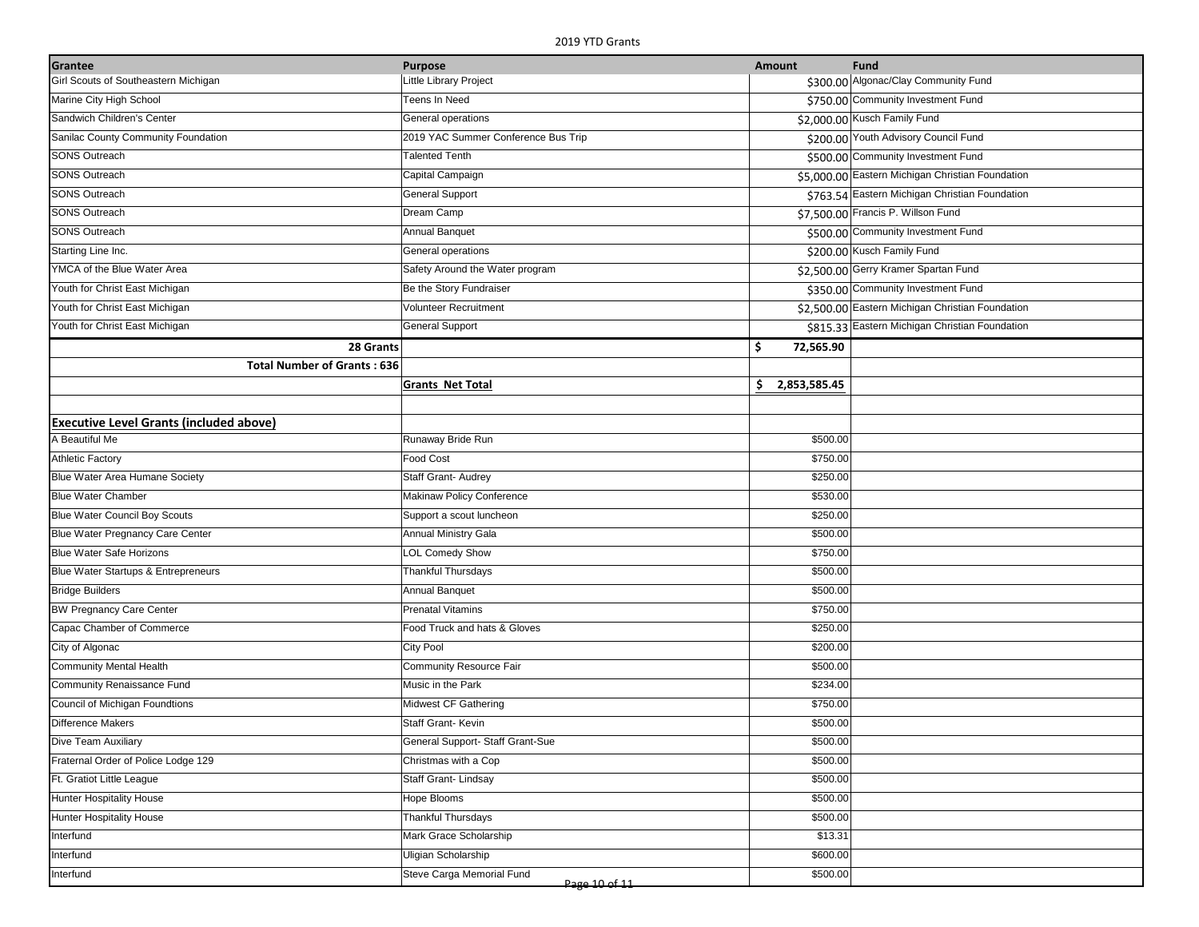| Grantee | Purpose | Amount | Fund |
|---|---|---|---|
| Girl Scouts of Southeastern Michigan | Little Library Project | $300.00 | Algonac/Clay Community Fund |
| Marine City High School | Teens In Need | $750.00 | Community Investment Fund |
| Sandwich Children's Center | General operations | $2,000.00 | Kusch Family Fund |
| Sanilac County Community Foundation | 2019 YAC Summer Conference Bus Trip | $200.00 | Youth Advisory Council Fund |
| SONS Outreach | Talented Tenth | $500.00 | Community Investment Fund |
| SONS Outreach | Capital Campaign | $5,000.00 | Eastern Michigan Christian Foundation |
| SONS Outreach | General Support | $763.54 | Eastern Michigan Christian Foundation |
| SONS Outreach | Dream Camp | $7,500.00 | Francis P. Willson Fund |
| SONS Outreach | Annual Banquet | $500.00 | Community Investment Fund |
| Starting Line Inc. | General operations | $200.00 | Kusch Family Fund |
| YMCA of the Blue Water Area | Safety Around the Water program | $2,500.00 | Gerry Kramer Spartan Fund |
| Youth for Christ East Michigan | Be the Story Fundraiser | $350.00 | Community Investment Fund |
| Youth for Christ East Michigan | Volunteer Recruitment | $2,500.00 | Eastern Michigan Christian Foundation |
| Youth for Christ East Michigan | General Support | $815.33 | Eastern Michigan Christian Foundation |
| **28 Grants** | | $ 72,565.90 | |
| **Total Number of Grants : 636** | | | |
| | **Grants Net Total** | $ 2,853,585.45 | |
| | | | |
| **Executive Level Grants (included above)** | | | |
| A Beautiful Me | Runaway Bride Run | $500.00 | |
| Athletic Factory | Food Cost | $750.00 | |
| Blue Water Area Humane Society | Staff Grant- Audrey | $250.00 | |
| Blue Water Chamber | Makinaw Policy Conference | $530.00 | |
| Blue Water Council Boy Scouts | Support a scout luncheon | $250.00 | |
| Blue Water Pregnancy Care Center | Annual Ministry Gala | $500.00 | |
| Blue Water Safe Horizons | LOL Comedy Show | $750.00 | |
| Blue Water Startups & Entrepreneurs | Thankful Thursdays | $500.00 | |
| Bridge Builders | Annual Banquet | $500.00 | |
| BW Pregnancy Care Center | Prenatal Vitamins | $750.00 | |
| Capac Chamber of Commerce | Food Truck and hats & Gloves | $250.00 | |
| City of Algonac | City Pool | $200.00 | |
| Community Mental Health | Community Resource Fair | $500.00 | |
| Community Renaissance Fund | Music in the Park | $234.00 | |
| Council of Michigan Foundtions | Midwest CF Gathering | $750.00 | |
| Difference Makers | Staff Grant- Kevin | $500.00 | |
| Dive Team Auxiliary | General Support- Staff Grant-Sue | $500.00 | |
| Fraternal Order of Police Lodge 129 | Christmas with a Cop | $500.00 | |
| Ft. Gratiot Little League | Staff Grant- Lindsay | $500.00 | |
| Hunter Hospitality House | Hope Blooms | $500.00 | |
| Hunter Hospitality House | Thankful Thursdays | $500.00 | |
| Interfund | Mark Grace Scholarship | $13.31 | |
| Interfund | Uligian Scholarship | $600.00 | |
| Interfund | Steve Carga Memorial Fund | $500.00 | |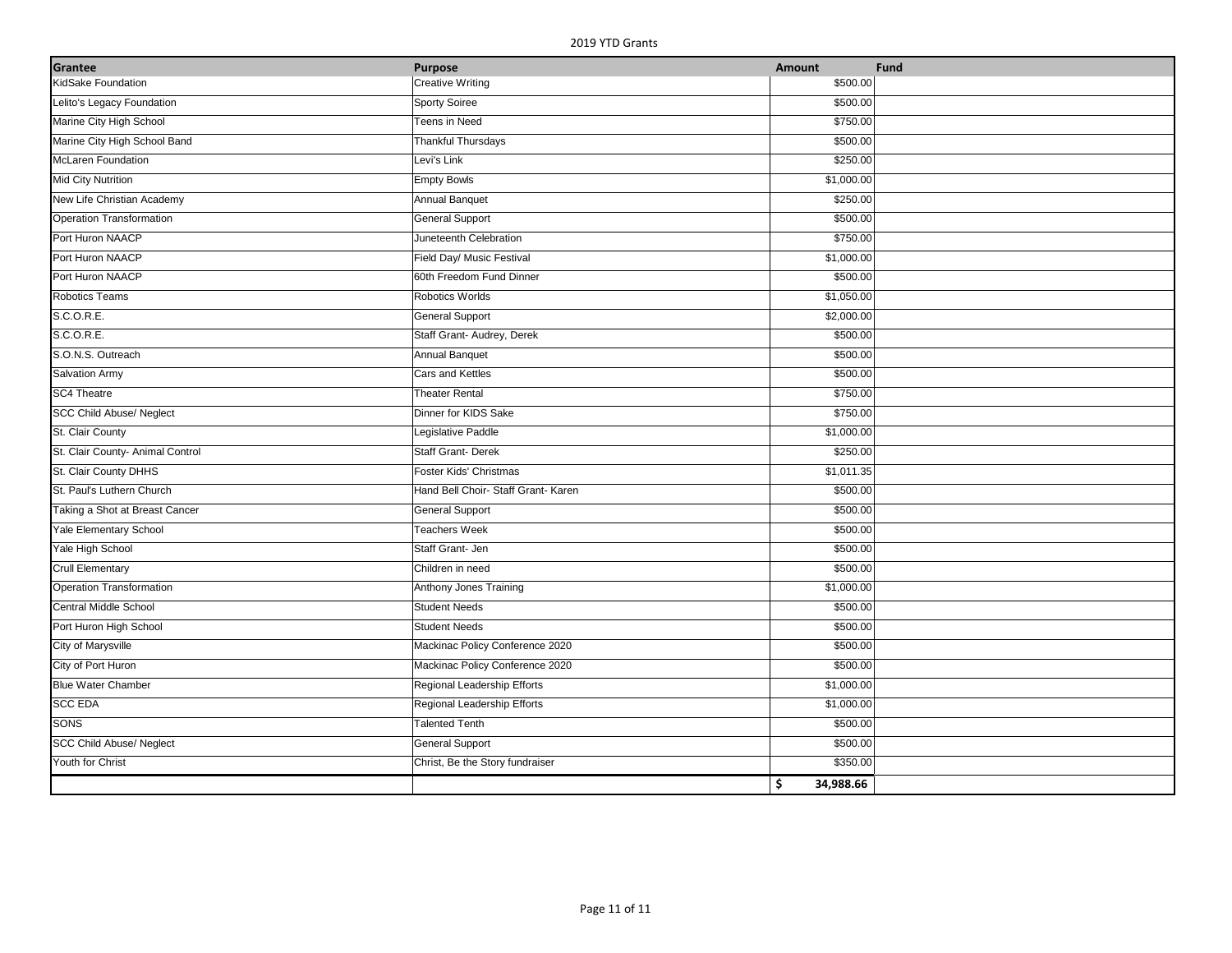# 2019 YTD Grants

| Grantee | Purpose | Amount | Fund |
|---|---|---|---|
| KidSake Foundation | Creative Writing | $500.00 | |
| Lelito's Legacy Foundation | Sporty Soiree | $500.00 | |
| Marine City High School | Teens in Need | $750.00 | |
| Marine City High School Band | Thankful Thursdays | $500.00 | |
| McLaren Foundation | Levi's Link | $250.00 | |
| Mid City Nutrition | Empty Bowls | $1,000.00 | |
| New Life Christian Academy | Annual Banquet | $250.00 | |
| Operation Transformation | General Support | $500.00 | |
| Port Huron NAACP | Juneteenth Celebration | $750.00 | |
| Port Huron NAACP | Field Day/ Music Festival | $1,000.00 | |
| Port Huron NAACP | 60th Freedom Fund Dinner | $500.00 | |
| Robotics Teams | Robotics Worlds | $1,050.00 | |
| S.C.O.R.E. | General Support | $2,000.00 | |
| S.C.O.R.E. | Staff Grant- Audrey, Derek | $500.00 | |
| S.O.N.S. Outreach | Annual Banquet | $500.00 | |
| Salvation Army | Cars and Kettles | $500.00 | |
| SC4 Theatre | Theater Rental | $750.00 | |
| SCC Child Abuse/ Neglect | Dinner for KIDS Sake | $750.00 | |
| St. Clair County | Legislative Paddle | $1,000.00 | |
| St. Clair County- Animal Control | Staff Grant- Derek | $250.00 | |
| St. Clair County DHHS | Foster Kids' Christmas | $1,011.35 | |
| St. Paul's Luthern Church | Hand Bell Choir- Staff Grant- Karen | $500.00 | |
| Taking a Shot at Breast Cancer | General Support | $500.00 | |
| Yale Elementary School | Teachers Week | $500.00 | |
| Yale High School | Staff Grant- Jen | $500.00 | |
| Crull Elementary | Children in need | $500.00 | |
| Operation Transformation | Anthony Jones Training | $1,000.00 | |
| Central Middle School | Student Needs | $500.00 | |
| Port Huron High School | Student Needs | $500.00 | |
| City of Marysville | Mackinac Policy Conference 2020 | $500.00 | |
| City of Port Huron | Mackinac Policy Conference 2020 | $500.00 | |
| Blue Water Chamber | Regional Leadership Efforts | $1,000.00 | |
| SCC EDA | Regional Leadership Efforts | $1,000.00 | |
| SONS | Talented Tenth | $500.00 | |
| SCC Child Abuse/ Neglect | General Support | $500.00 | |
| Youth for Christ | Christ, Be the Story fundraiser | $350.00 | |
| | | **$ 34,988.66** | |